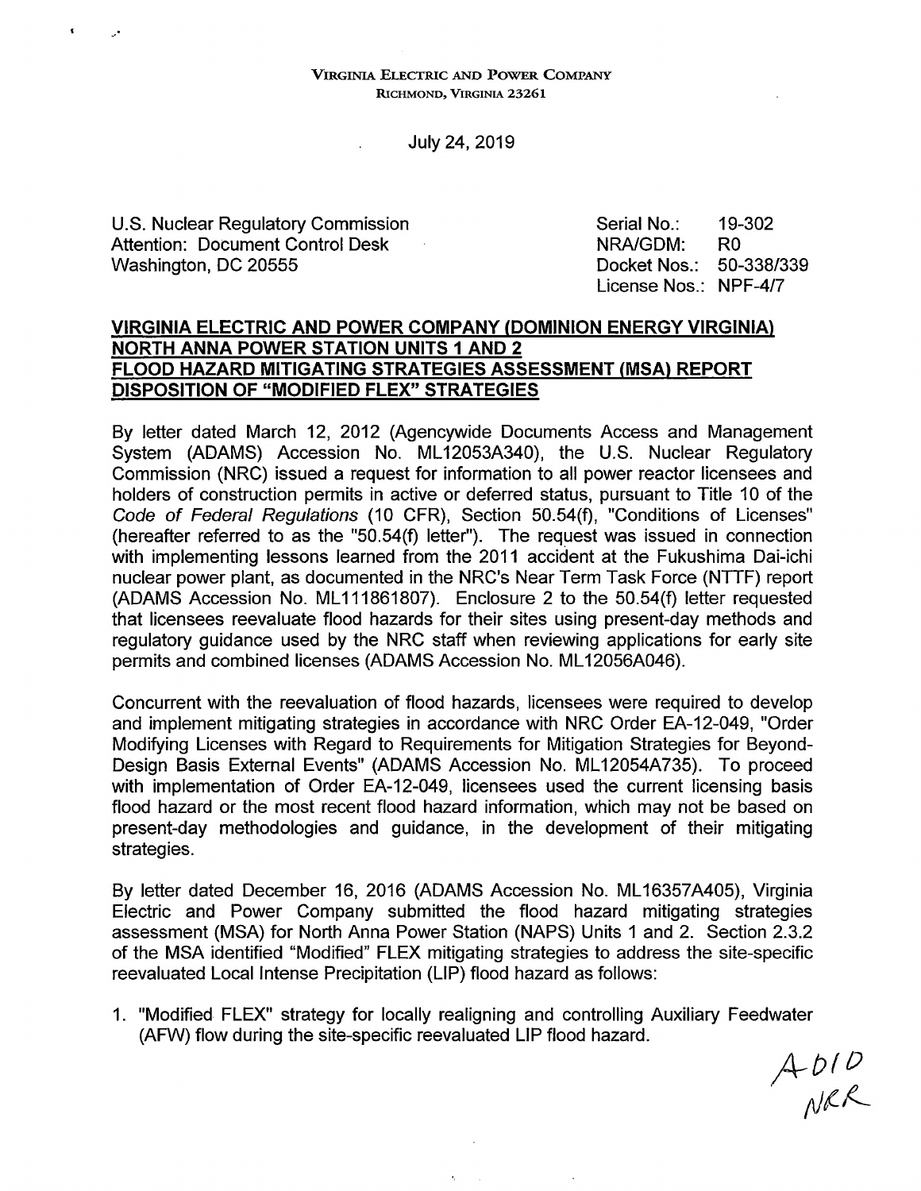VIRGINIA ELECTRIC AND POWER COMPANY
RICHMOND, VIRGINIA 23261

July 24, 2019

U.S. Nuclear Regulatory Commission
Attention: Document Control Desk
Washington, DC 20555

Serial No.: 19-302
NRA/GDM: R0
Docket Nos.: 50-338/339
License Nos.: NPF-4/7

**VIRGINIA ELECTRIC AND POWER COMPANY (DOMINION ENERGY VIRGINIA)**
**NORTH ANNA POWER STATION UNITS 1 AND 2**
**FLOOD HAZARD MITIGATING STRATEGIES ASSESSMENT (MSA) REPORT**
**DISPOSITION OF "MODIFIED FLEX" STRATEGIES**

By letter dated March 12, 2012 (Agencywide Documents Access and Management System (ADAMS) Accession No. ML12053A340), the U.S. Nuclear Regulatory Commission (NRC) issued a request for information to all power reactor licensees and holders of construction permits in active or deferred status, pursuant to Title 10 of the *Code of Federal Regulations* (10 CFR), Section 50.54(f), "Conditions of Licenses" (hereafter referred to as the "50.54(f) letter"). The request was issued in connection with implementing lessons learned from the 2011 accident at the Fukushima Dai-ichi nuclear power plant, as documented in the NRC's Near Term Task Force (NTTF) report (ADAMS Accession No. ML111861807). Enclosure 2 to the 50.54(f) letter requested that licensees reevaluate flood hazards for their sites using present-day methods and regulatory guidance used by the NRC staff when reviewing applications for early site permits and combined licenses (ADAMS Accession No. ML12056A046).

Concurrent with the reevaluation of flood hazards, licensees were required to develop and implement mitigating strategies in accordance with NRC Order EA-12-049, "Order Modifying Licenses with Regard to Requirements for Mitigation Strategies for Beyond-Design Basis External Events" (ADAMS Accession No. ML12054A735). To proceed with implementation of Order EA-12-049, licensees used the current licensing basis flood hazard or the most recent flood hazard information, which may not be based on present-day methodologies and guidance, in the development of their mitigating strategies.

By letter dated December 16, 2016 (ADAMS Accession No. ML16357A405), Virginia Electric and Power Company submitted the flood hazard mitigating strategies assessment (MSA) for North Anna Power Station (NAPS) Units 1 and 2. Section 2.3.2 of the MSA identified "Modified" FLEX mitigating strategies to address the site-specific reevaluated Local Intense Precipitation (LIP) flood hazard as follows:

1. "Modified FLEX" strategy for locally realigning and controlling Auxiliary Feedwater (AFW) flow during the site-specific reevaluated LIP flood hazard.

A010
NRR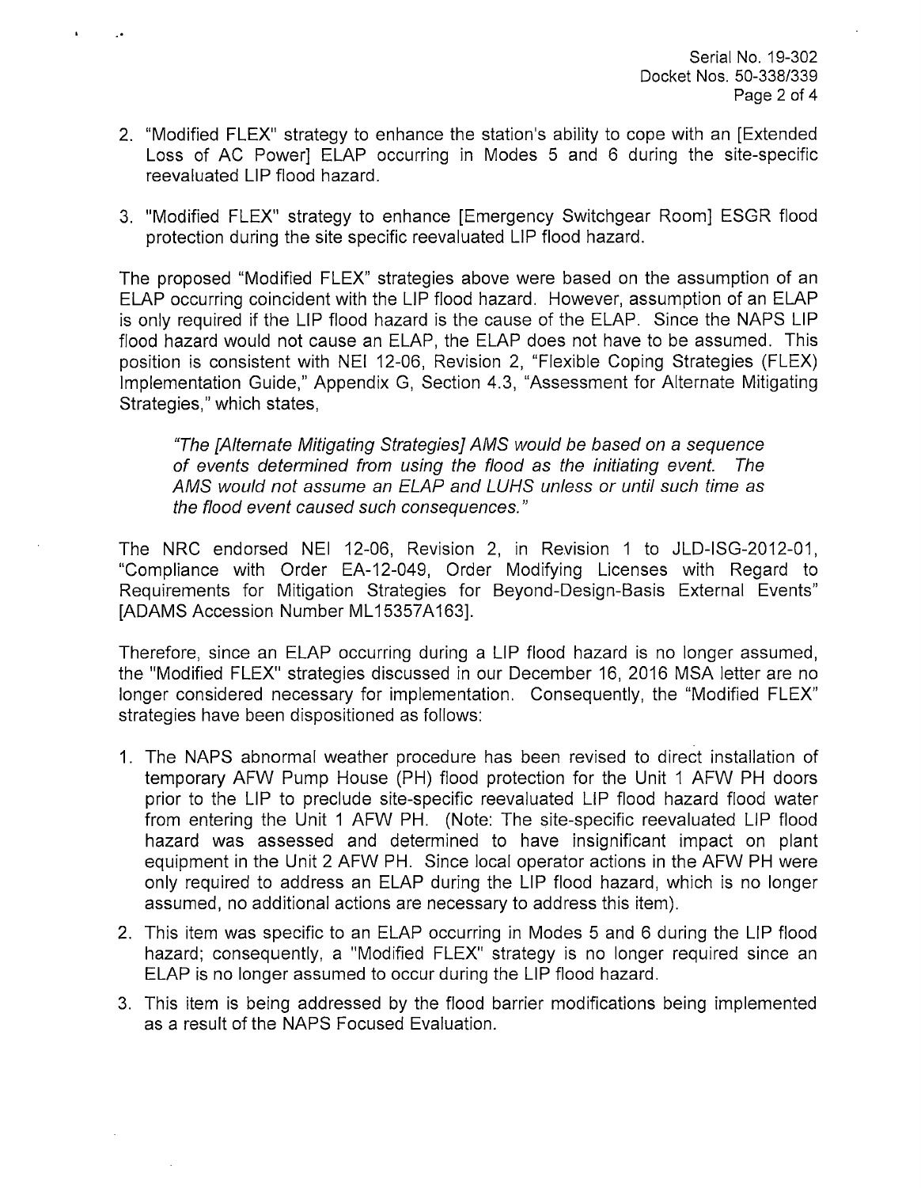2. "Modified FLEX" strategy to enhance the station's ability to cope with an [Extended Loss of AC Power] ELAP occurring in Modes 5 and 6 during the site-specific reevaluated LIP flood hazard.

3. "Modified FLEX" strategy to enhance [Emergency Switchgear Room] ESGR flood protection during the site specific reevaluated LIP flood hazard.

The proposed "Modified FLEX" strategies above were based on the assumption of an ELAP occurring coincident with the LIP flood hazard. However, assumption of an ELAP is only required if the LIP flood hazard is the cause of the ELAP. Since the NAPS LIP flood hazard would not cause an ELAP, the ELAP does not have to be assumed. This position is consistent with NEI 12-06, Revision 2, "Flexible Coping Strategies (FLEX) Implementation Guide," Appendix G, Section 4.3, "Assessment for Alternate Mitigating Strategies," which states,

> *"The [Alternate Mitigating Strategies] AMS would be based on a sequence of events determined from using the flood as the initiating event. The AMS would not assume an ELAP and LUHS unless or until such time as the flood event caused such consequences."*

The NRC endorsed NEI 12-06, Revision 2, in Revision 1 to JLD-ISG-2012-01, "Compliance with Order EA-12-049, Order Modifying Licenses with Regard to Requirements for Mitigation Strategies for Beyond-Design-Basis External Events" [ADAMS Accession Number ML15357A163].

Therefore, since an ELAP occurring during a LIP flood hazard is no longer assumed, the "Modified FLEX" strategies discussed in our December 16, 2016 MSA letter are no longer considered necessary for implementation. Consequently, the "Modified FLEX" strategies have been dispositioned as follows:

1. The NAPS abnormal weather procedure has been revised to direct installation of temporary AFW Pump House (PH) flood protection for the Unit 1 AFW PH doors prior to the LIP to preclude site-specific reevaluated LIP flood hazard flood water from entering the Unit 1 AFW PH. (Note: The site-specific reevaluated LIP flood hazard was assessed and determined to have insignificant impact on plant equipment in the Unit 2 AFW PH. Since local operator actions in the AFW PH were only required to address an ELAP during the LIP flood hazard, which is no longer assumed, no additional actions are necessary to address this item).
2. This item was specific to an ELAP occurring in Modes 5 and 6 during the LIP flood hazard; consequently, a "Modified FLEX" strategy is no longer required since an ELAP is no longer assumed to occur during the LIP flood hazard.
3. This item is being addressed by the flood barrier modifications being implemented as a result of the NAPS Focused Evaluation.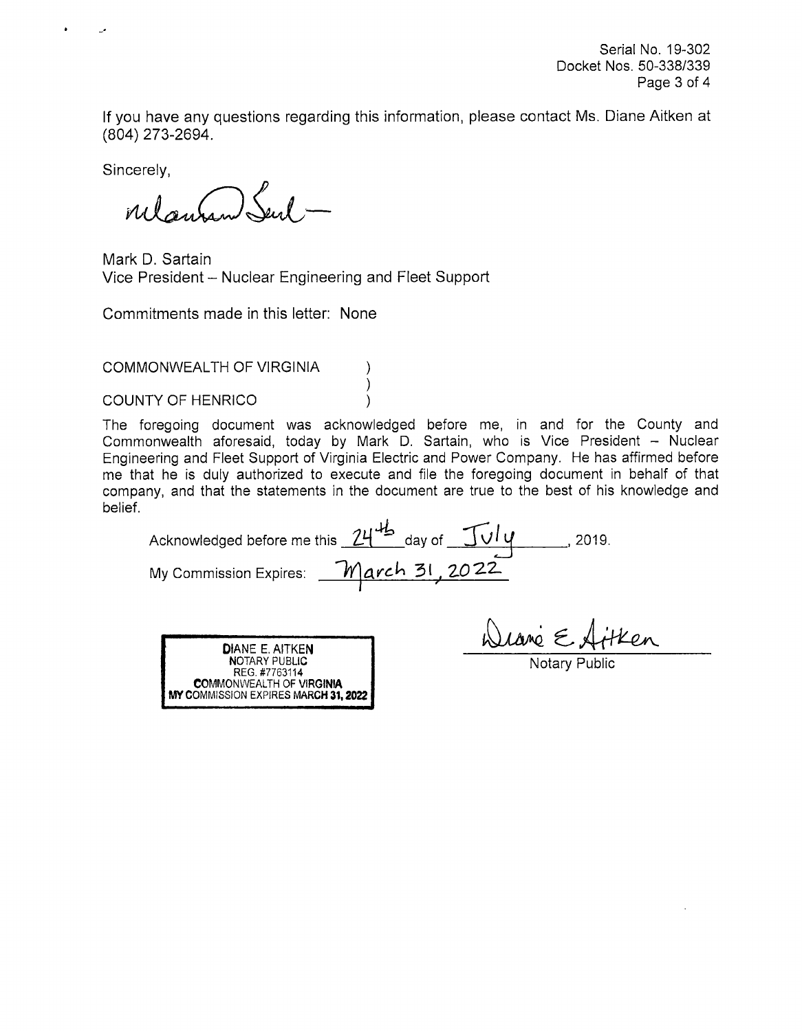Serial No. 19-302
Docket Nos. 50-338/339

If you have any questions regarding this information, please contact Ms. Diane Aitken at (804) 273-2694.

Sincerely,

Mark D. Sartain
Vice President – Nuclear Engineering and Fleet Support

Commitments made in this letter: None

COMMONWEALTH OF VIRGINIA )
)
COUNTY OF HENRICO )

The foregoing document was acknowledged before me, in and for the County and Commonwealth aforesaid, today by Mark D. Sartain, who is Vice President – Nuclear Engineering and Fleet Support of Virginia Electric and Power Company. He has affirmed before me that he is duly authorized to execute and file the foregoing document in behalf of that company, and that the statements in the document are true to the best of his knowledge and belief.

Acknowledged before me this 24th day of July, 2019.

My Commission Expires: March 31, 2022

DIANE E. AITKEN
NOTARY PUBLIC
REG. #7763114
COMMONWEALTH OF VIRGINIA
MY COMMISSION EXPIRES MARCH 31, 2022

Diane E. Aitken
Notary Public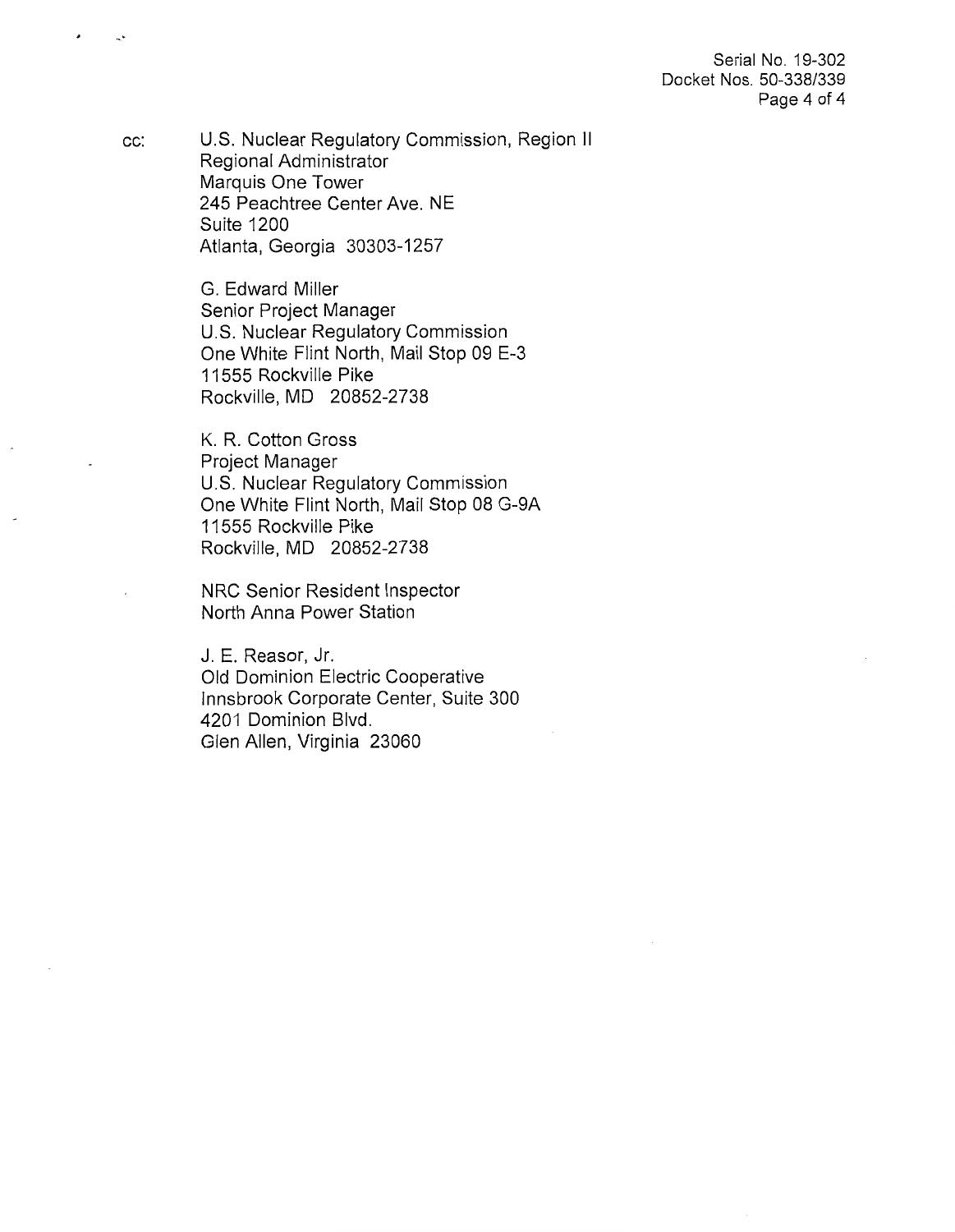cc:

U.S. Nuclear Regulatory Commission, Region II
Regional Administrator
Marquis One Tower
245 Peachtree Center Ave. NE
Suite 1200
Atlanta, Georgia 30303-1257

G. Edward Miller
Senior Project Manager
U.S. Nuclear Regulatory Commission
One White Flint North, Mail Stop 09 E-3
11555 Rockville Pike
Rockville, MD 20852-2738

K. R. Cotton Gross
Project Manager
U.S. Nuclear Regulatory Commission
One White Flint North, Mail Stop 08 G-9A
11555 Rockville Pike
Rockville, MD 20852-2738

NRC Senior Resident Inspector
North Anna Power Station

J. E. Reasor, Jr.
Old Dominion Electric Cooperative
Innsbrook Corporate Center, Suite 300
4201 Dominion Blvd.
Glen Allen, Virginia 23060